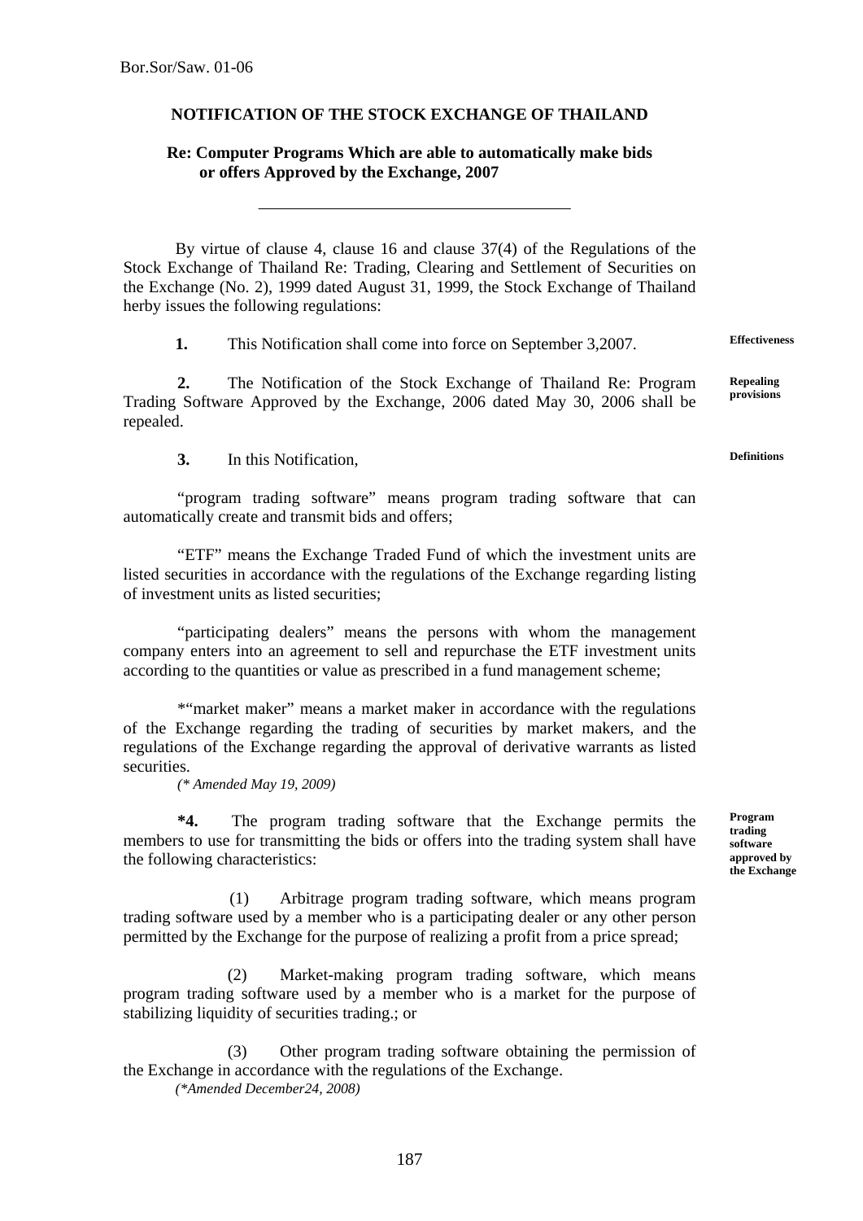Bor.Sor/Saw. 01-06

# NOTIFICATION OF THE STOCK EXCHANGE OF THAILAND

## Re: Computer Programs Which are able to automatically make bids or offers Approved by the Exchange, 2007

---

By virtue of clause 4, clause 16 and clause 37(4) of the Regulations of the Stock Exchange of Thailand Re: Trading, Clearing and Settlement of Securities on the Exchange (No. 2), 1999 dated August 31, 1999, the Stock Exchange of Thailand herby issues the following regulations:

**Effectiveness**

**1.** This Notification shall come into force on September 3,2007.

**Repealing provisions**

**2.** The Notification of the Stock Exchange of Thailand Re: Program Trading Software Approved by the Exchange, 2006 dated May 30, 2006 shall be repealed.

**Definitions**

**3.** In this Notification,

"program trading software" means program trading software that can automatically create and transmit bids and offers;

"ETF" means the Exchange Traded Fund of which the investment units are listed securities in accordance with the regulations of the Exchange regarding listing of investment units as listed securities;

"participating dealers" means the persons with whom the management company enters into an agreement to sell and repurchase the ETF investment units according to the quantities or value as prescribed in a fund management scheme;

*"market maker" means a market maker in accordance with the regulations of the Exchange regarding the trading of securities by market makers, and the regulations of the Exchange regarding the approval of derivative warrants as listed securities.

*(* Amended May 19, 2009)*

**Program trading software approved by the Exchange**

***4.** The program trading software that the Exchange permits the members to use for transmitting the bids or offers into the trading system shall have the following characteristics:

(1) Arbitrage program trading software, which means program trading software used by a member who is a participating dealer or any other person permitted by the Exchange for the purpose of realizing a profit from a price spread;

(2) Market-making program trading software, which means program trading software used by a member who is a market for the purpose of stabilizing liquidity of securities trading.; or

(3) Other program trading software obtaining the permission of the Exchange in accordance with the regulations of the Exchange.

*(*Amended December24, 2008)*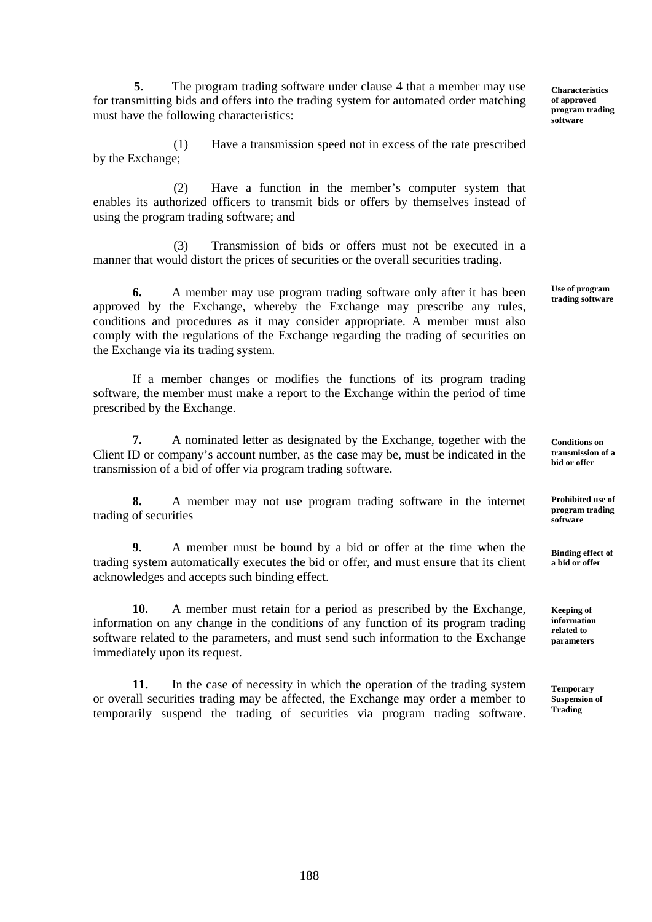**5.** The program trading software under clause 4 that a member may use for transmitting bids and offers into the trading system for automated order matching must have the following characteristics:

**Characteristics of approved program trading software**

(1) Have a transmission speed not in excess of the rate prescribed by the Exchange;

(2) Have a function in the member's computer system that enables its authorized officers to transmit bids or offers by themselves instead of using the program trading software; and

(3) Transmission of bids or offers must not be executed in a manner that would distort the prices of securities or the overall securities trading.

**6.** A member may use program trading software only after it has been approved by the Exchange, whereby the Exchange may prescribe any rules, conditions and procedures as it may consider appropriate. A member must also comply with the regulations of the Exchange regarding the trading of securities on the Exchange via its trading system.

**Use of program trading software**

If a member changes or modifies the functions of its program trading software, the member must make a report to the Exchange within the period of time prescribed by the Exchange.

**7.** A nominated letter as designated by the Exchange, together with the Client ID or company's account number, as the case may be, must be indicated in the transmission of a bid of offer via program trading software.

**Conditions on transmission of a bid or offer**

**8.** A member may not use program trading software in the internet trading of securities

**Prohibited use of program trading software**

**9.** A member must be bound by a bid or offer at the time when the trading system automatically executes the bid or offer, and must ensure that its client acknowledges and accepts such binding effect.

**Binding effect of a bid or offer**

**10.** A member must retain for a period as prescribed by the Exchange, information on any change in the conditions of any function of its program trading software related to the parameters, and must send such information to the Exchange immediately upon its request.

**Keeping of information related to parameters**

**11.** In the case of necessity in which the operation of the trading system or overall securities trading may be affected, the Exchange may order a member to temporarily suspend the trading of securities via program trading software.

**Temporary Suspension of Trading**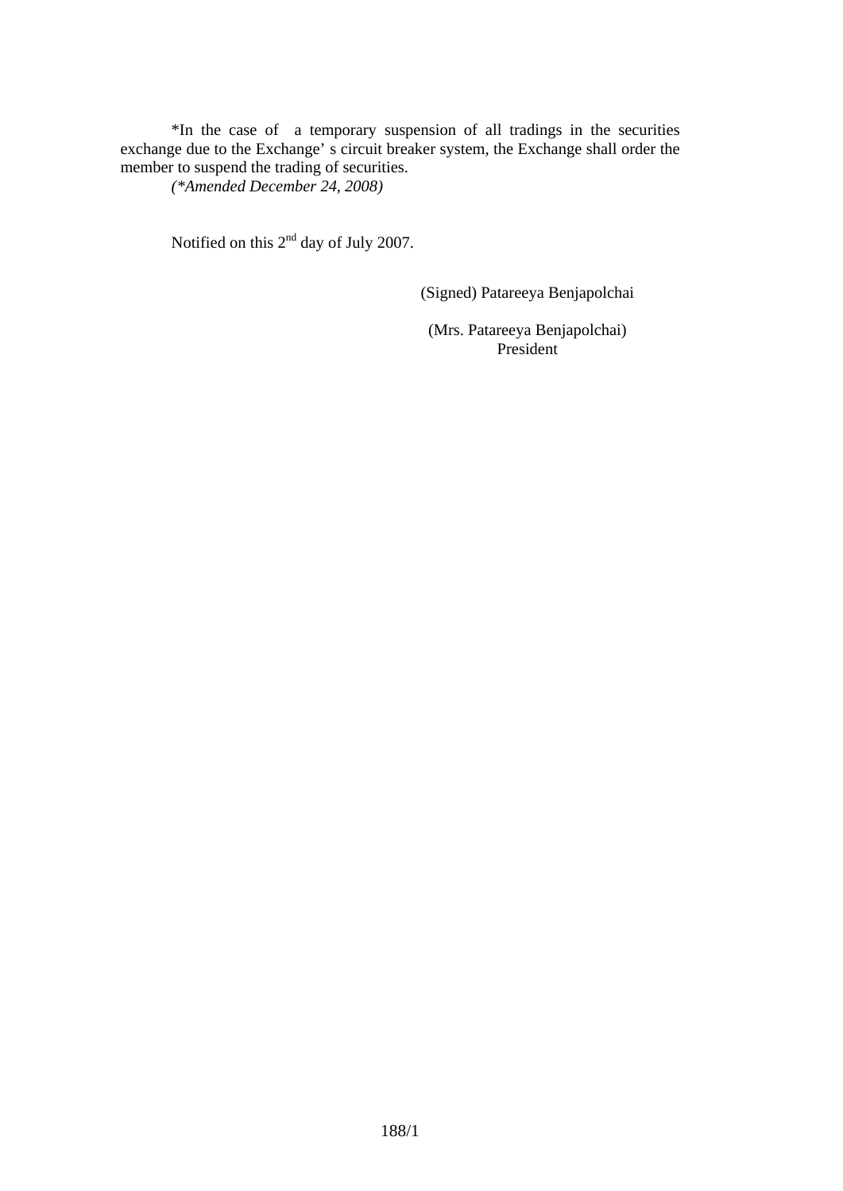*In the case of a temporary suspension of all tradings in the securities exchange due to the Exchange' s circuit breaker system, the Exchange shall order the member to suspend the trading of securities.

*(*Amended December 24, 2008)*

Notified on this 2nd day of July 2007.

(Signed) Patareeya Benjapolchai

(Mrs. Patareeya Benjapolchai)
President